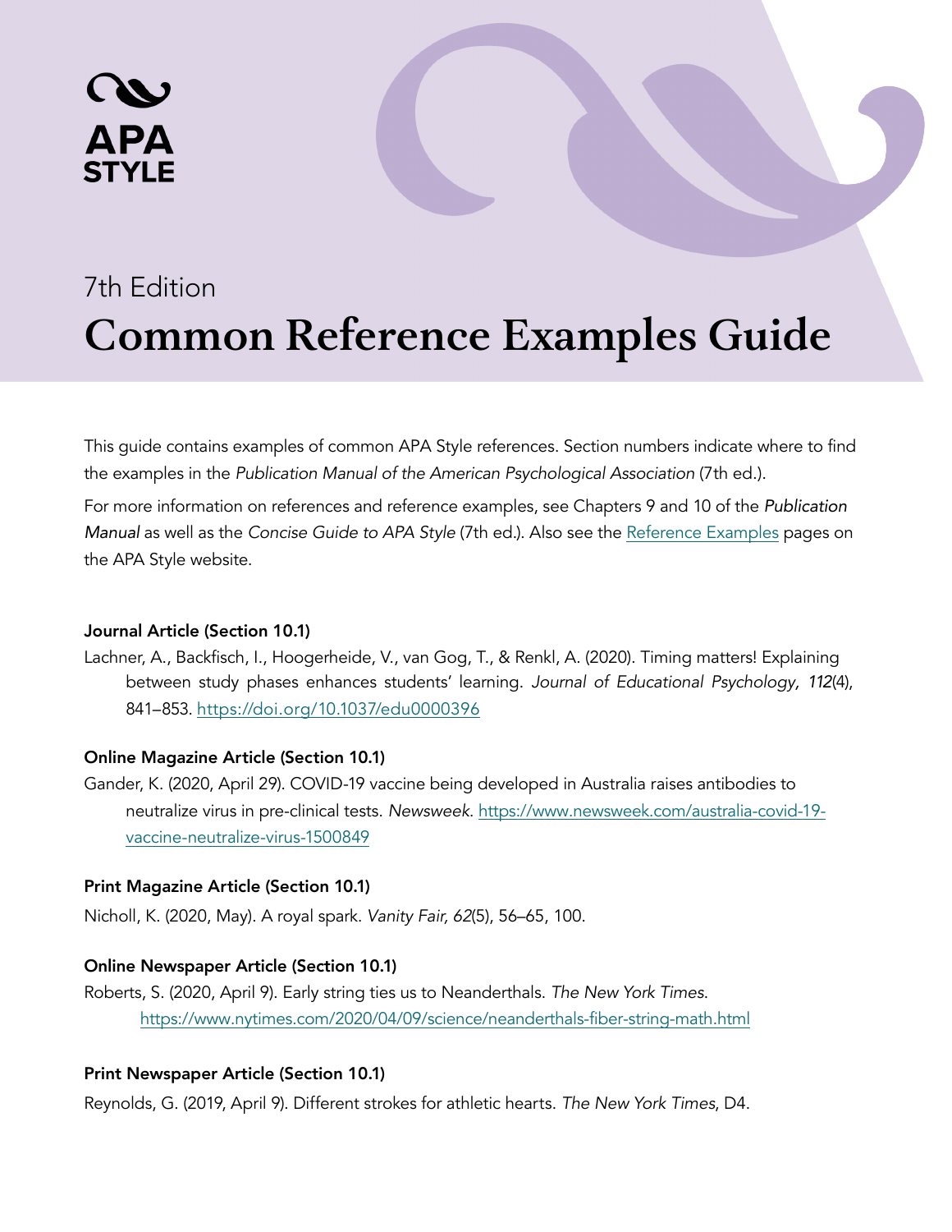APA STYLE

7th Edition

# Common Reference Examples Guide

This guide contains examples of common APA Style references. Section numbers indicate where to find the examples in the *Publication Manual of the American Psychological Association* (7th ed.).

For more information on references and reference examples, see Chapters 9 and 10 of the *Publication Manual* as well as the *Concise Guide to APA Style* (7th ed.). Also see the Reference Examples pages on the APA Style website.

**Journal Article (Section 10.1)**

Lachner, A., Backfisch, I., Hoogerheide, V., van Gog, T., & Renkl, A. (2020). Timing matters! Explaining between study phases enhances students' learning. *Journal of Educational Psychology, 112*(4), 841–853. https://doi.org/10.1037/edu0000396

**Online Magazine Article (Section 10.1)**

Gander, K. (2020, April 29). COVID-19 vaccine being developed in Australia raises antibodies to neutralize virus in pre-clinical tests. *Newsweek*. https://www.newsweek.com/australia-covid-19-vaccine-neutralize-virus-1500849

**Print Magazine Article (Section 10.1)**

Nicholl, K. (2020, May). A royal spark. *Vanity Fair, 62*(5), 56–65, 100.

**Online Newspaper Article (Section 10.1)**

Roberts, S. (2020, April 9). Early string ties us to Neanderthals. *The New York Times*. https://www.nytimes.com/2020/04/09/science/neanderthals-fiber-string-math.html

**Print Newspaper Article (Section 10.1)**

Reynolds, G. (2019, April 9). Different strokes for athletic hearts. *The New York Times*, D4.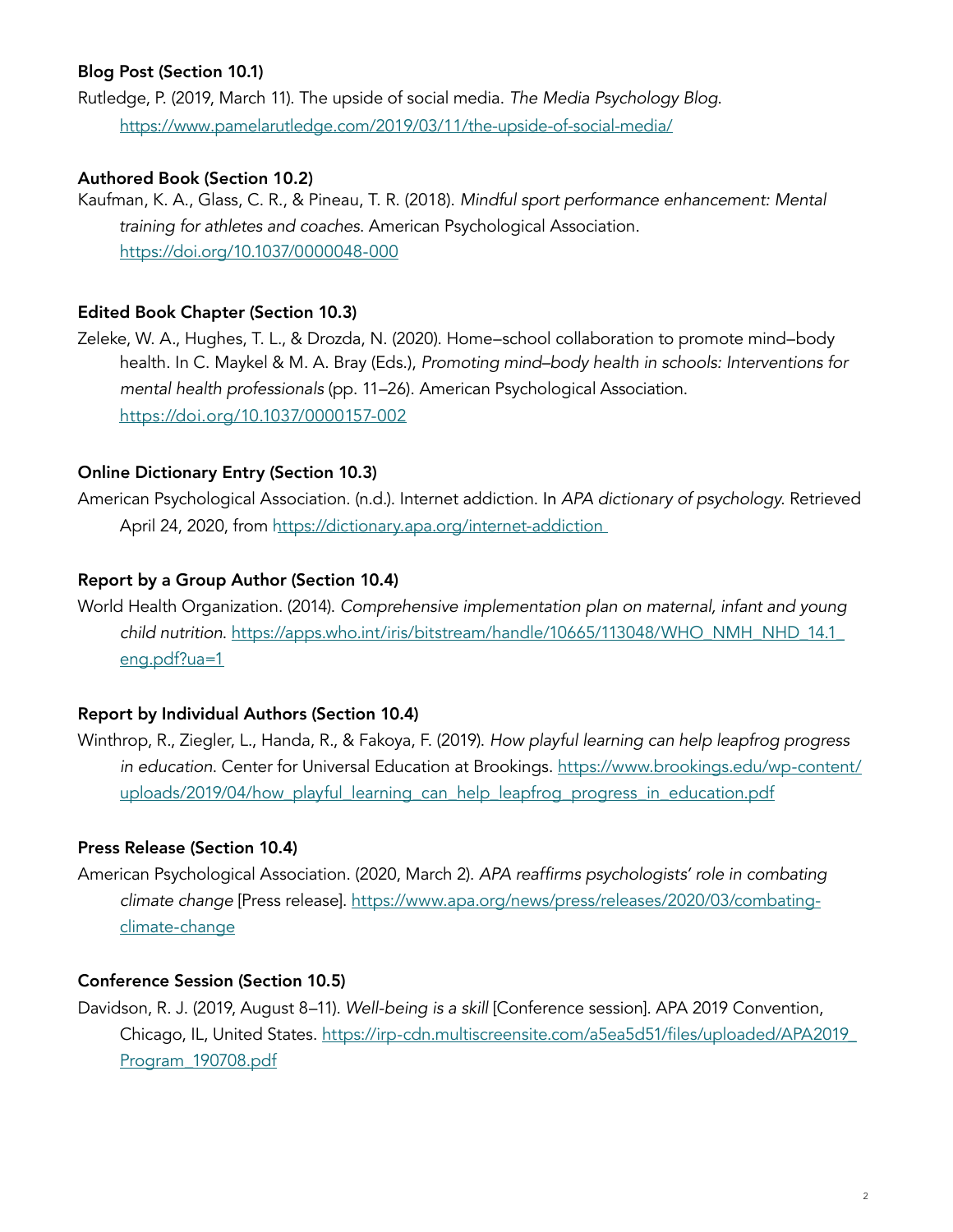**Blog Post (Section 10.1)**

Rutledge, P. (2019, March 11). The upside of social media. *The Media Psychology Blog.* https://www.pamelarutledge.com/2019/03/11/the-upside-of-social-media/

**Authored Book (Section 10.2)**

Kaufman, K. A., Glass, C. R., & Pineau, T. R. (2018). *Mindful sport performance enhancement: Mental training for athletes and coaches*. American Psychological Association. https://doi.org/10.1037/0000048-000

**Edited Book Chapter (Section 10.3)**

Zeleke, W. A., Hughes, T. L., & Drozda, N. (2020). Home–school collaboration to promote mind–body health. In C. Maykel & M. A. Bray (Eds.), *Promoting mind–body health in schools: Interventions for mental health professionals* (pp. 11–26). American Psychological Association. https://doi.org/10.1037/0000157-002

**Online Dictionary Entry (Section 10.3)**

American Psychological Association. (n.d.). Internet addiction. In *APA dictionary of psychology*. Retrieved April 24, 2020, from https://dictionary.apa.org/internet-addiction

**Report by a Group Author (Section 10.4)**

World Health Organization. (2014). *Comprehensive implementation plan on maternal, infant and young child nutrition*. https://apps.who.int/iris/bitstream/handle/10665/113048/WHO_NMH_NHD_14.1_eng.pdf?ua=1

**Report by Individual Authors (Section 10.4)**

Winthrop, R., Ziegler, L., Handa, R., & Fakoya, F. (2019). *How playful learning can help leapfrog progress in education*. Center for Universal Education at Brookings. https://www.brookings.edu/wp-content/uploads/2019/04/how_playful_learning_can_help_leapfrog_progress_in_education.pdf

**Press Release (Section 10.4)**

American Psychological Association. (2020, March 2). *APA reaffirms psychologists' role in combating climate change* [Press release]. https://www.apa.org/news/press/releases/2020/03/combating-climate-change

**Conference Session (Section 10.5)**

Davidson, R. J. (2019, August 8–11). *Well-being is a skill* [Conference session]. APA 2019 Convention, Chicago, IL, United States. https://irp-cdn.multiscreensite.com/a5ea5d51/files/uploaded/APA2019_Program_190708.pdf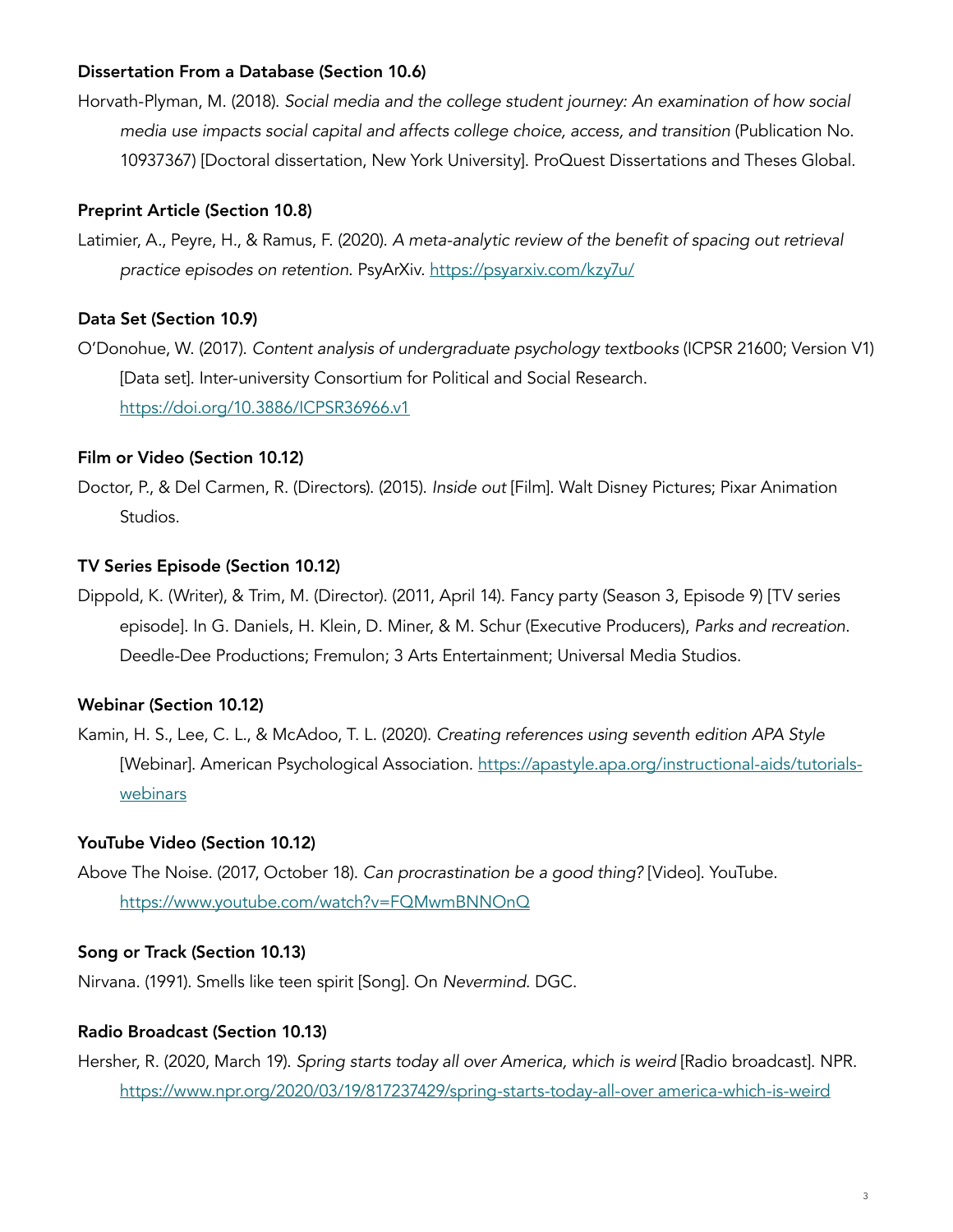**Dissertation From a Database (Section 10.6)**

Horvath-Plyman, M. (2018). *Social media and the college student journey: An examination of how social media use impacts social capital and affects college choice, access, and transition* (Publication No. 10937367) [Doctoral dissertation, New York University]. ProQuest Dissertations and Theses Global.

**Preprint Article (Section 10.8)**

Latimier, A., Peyre, H., & Ramus, F. (2020). *A meta-analytic review of the benefit of spacing out retrieval practice episodes on retention.* PsyArXiv. https://psyarxiv.com/kzy7u/

**Data Set (Section 10.9)**

O'Donohue, W. (2017). *Content analysis of undergraduate psychology textbooks* (ICPSR 21600; Version V1) [Data set]. Inter-university Consortium for Political and Social Research. https://doi.org/10.3886/ICPSR36966.v1

**Film or Video (Section 10.12)**

Doctor, P., & Del Carmen, R. (Directors). (2015). *Inside out* [Film]. Walt Disney Pictures; Pixar Animation Studios.

**TV Series Episode (Section 10.12)**

Dippold, K. (Writer), & Trim, M. (Director). (2011, April 14). Fancy party (Season 3, Episode 9) [TV series episode]. In G. Daniels, H. Klein, D. Miner, & M. Schur (Executive Producers), *Parks and recreation*. Deedle-Dee Productions; Fremulon; 3 Arts Entertainment; Universal Media Studios.

**Webinar (Section 10.12)**

Kamin, H. S., Lee, C. L., & McAdoo, T. L. (2020). *Creating references using seventh edition APA Style* [Webinar]. American Psychological Association. https://apastyle.apa.org/instructional-aids/tutorials-webinars

**YouTube Video (Section 10.12)**

Above The Noise. (2017, October 18). *Can procrastination be a good thing?* [Video]. YouTube. https://www.youtube.com/watch?v=FQMwmBNNOnQ

**Song or Track (Section 10.13)**

Nirvana. (1991). Smells like teen spirit [Song]. On *Nevermind*. DGC.

**Radio Broadcast (Section 10.13)**

Hersher, R. (2020, March 19). *Spring starts today all over America, which is weird* [Radio broadcast]. NPR. https://www.npr.org/2020/03/19/817237429/spring-starts-today-all-over america-which-is-weird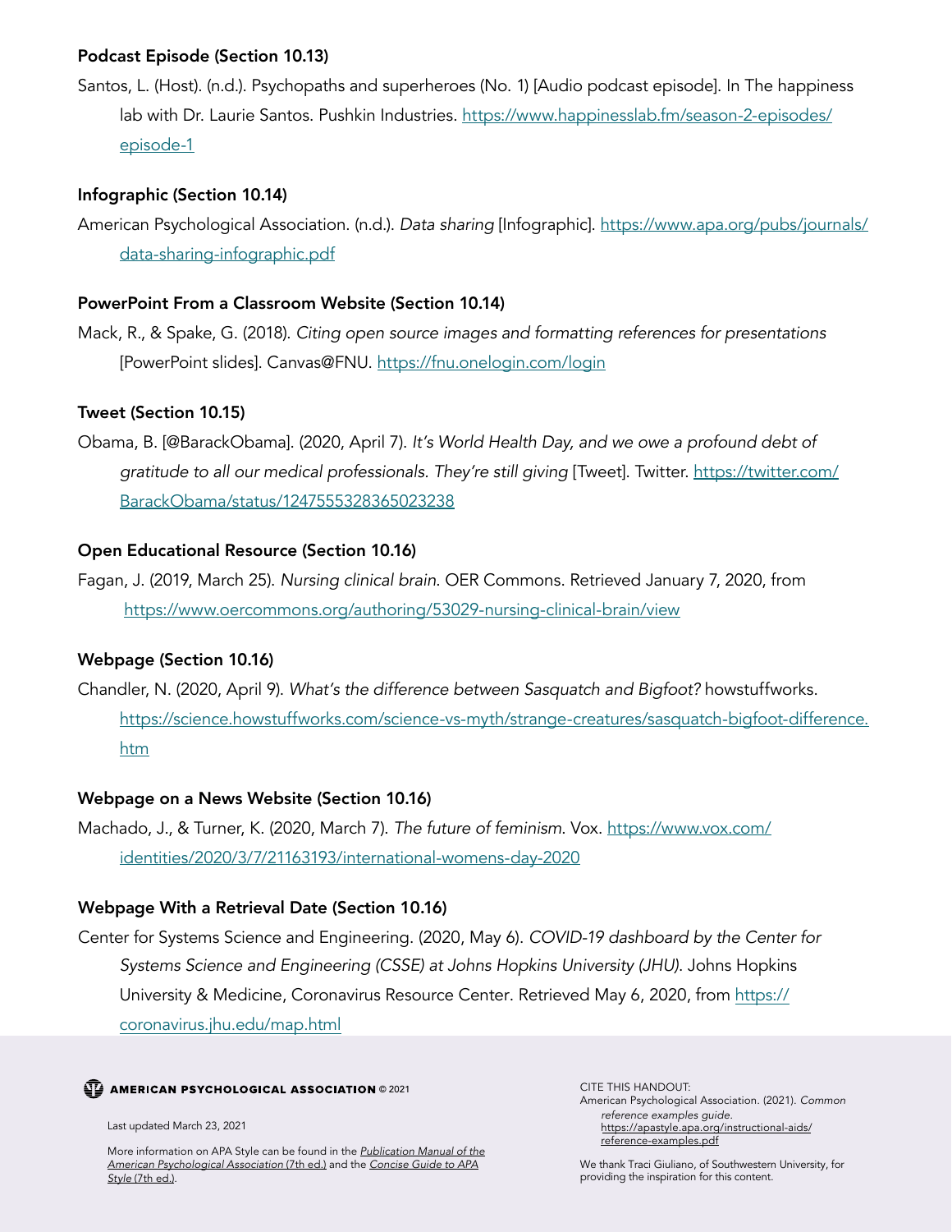**Podcast Episode (Section 10.13)**

Santos, L. (Host). (n.d.). Psychopaths and superheroes (No. 1) [Audio podcast episode]. In The happiness lab with Dr. Laurie Santos. Pushkin Industries. https://www.happinesslab.fm/season-2-episodes/episode-1

**Infographic (Section 10.14)**

American Psychological Association. (n.d.). *Data sharing* [Infographic]. https://www.apa.org/pubs/journals/data-sharing-infographic.pdf

**PowerPoint From a Classroom Website (Section 10.14)**

Mack, R., & Spake, G. (2018). *Citing open source images and formatting references for presentations* [PowerPoint slides]. Canvas@FNU. https://fnu.onelogin.com/login

**Tweet (Section 10.15)**

Obama, B. [@BarackObama]. (2020, April 7). *It's World Health Day, and we owe a profound debt of gratitude to all our medical professionals. They're still giving* [Tweet]. Twitter. https://twitter.com/BarackObama/status/1247555328365023238

**Open Educational Resource (Section 10.16)**

Fagan, J. (2019, March 25). *Nursing clinical brain.* OER Commons. Retrieved January 7, 2020, from https://www.oercommons.org/authoring/53029-nursing-clinical-brain/view

**Webpage (Section 10.16)**

Chandler, N. (2020, April 9). *What's the difference between Sasquatch and Bigfoot?* howstuffworks. https://science.howstuffworks.com/science-vs-myth/strange-creatures/sasquatch-bigfoot-difference.htm

**Webpage on a News Website (Section 10.16)**

Machado, J., & Turner, K. (2020, March 7). *The future of feminism.* Vox. https://www.vox.com/identities/2020/3/7/21163193/international-womens-day-2020

**Webpage With a Retrieval Date (Section 10.16)**

Center for Systems Science and Engineering. (2020, May 6). *COVID-19 dashboard by the Center for Systems Science and Engineering (CSSE) at Johns Hopkins University (JHU).* Johns Hopkins University & Medicine, Coronavirus Resource Center. Retrieved May 6, 2020, from https://coronavirus.jhu.edu/map.html

AMERICAN PSYCHOLOGICAL ASSOCIATION © 2021

Last updated March 23, 2021

More information on APA Style can be found in the *Publication Manual of the American Psychological Association* (7th ed.) and the *Concise Guide to APA Style* (7th ed.).

CITE THIS HANDOUT:
American Psychological Association. (2021). *Common reference examples guide*. https://apastyle.apa.org/instructional-aids/reference-examples.pdf

We thank Traci Giuliano, of Southwestern University, for providing the inspiration for this content.